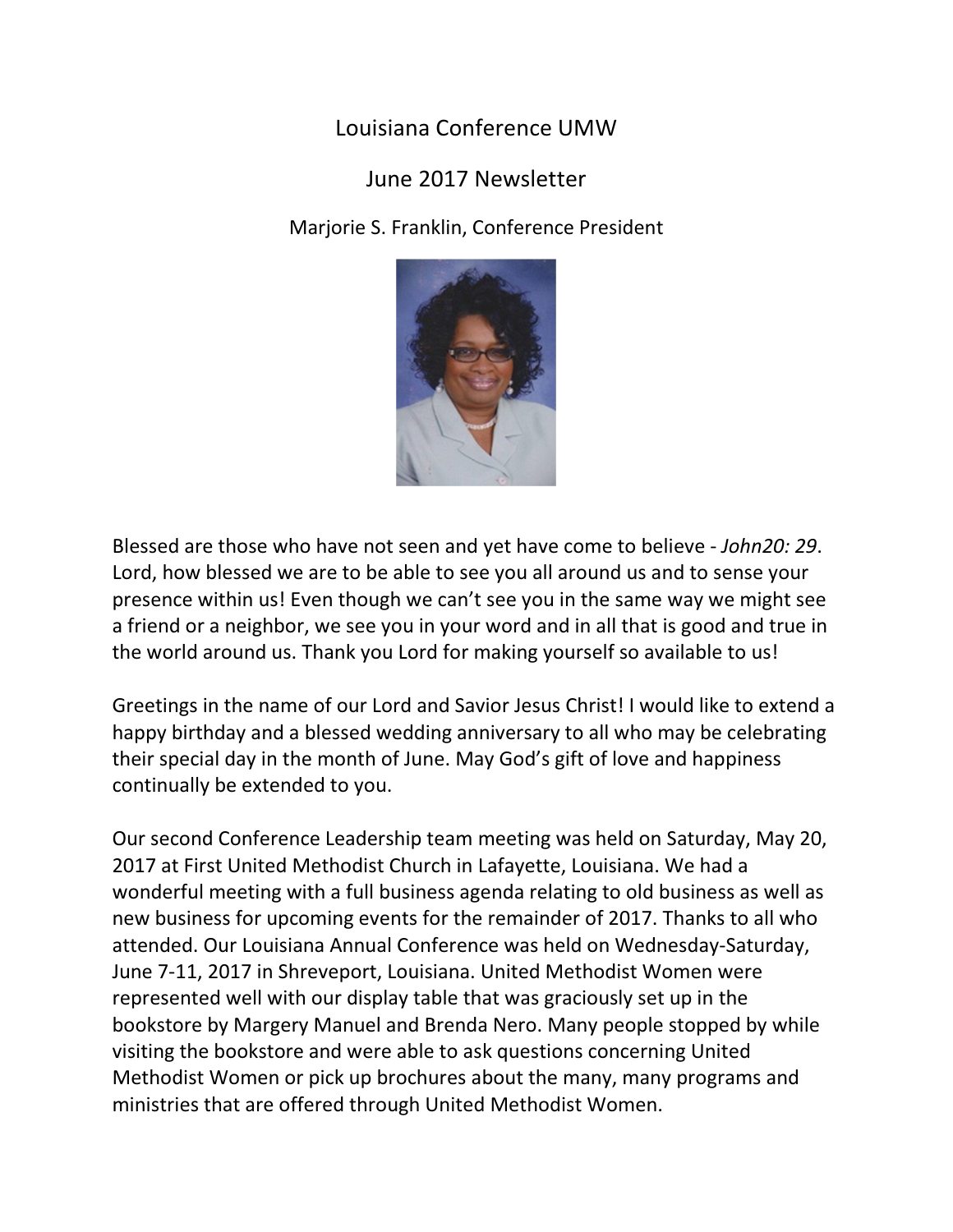# Louisiana Conference UMW

## June 2017 Newsletter

Marjorie S. Franklin, Conference President

Blessed are those who have not seen and yet have come to believe - *John20: 29*. Lord, how blessed we are to be able to see you all around us and to sense your presence within us! Even though we can't see you in the same way we might see a friend or a neighbor, we see you in your word and in all that is good and true in the world around us. Thank you Lord for making yourself so available to us!

Greetings in the name of our Lord and Savior Jesus Christ! I would like to extend a happy birthday and a blessed wedding anniversary to all who may be celebrating their special day in the month of June. May God's gift of love and happiness continually be extended to you.

Our second Conference Leadership team meeting was held on Saturday, May 20, 2017 at First United Methodist Church in Lafayette, Louisiana. We had a wonderful meeting with a full business agenda relating to old business as well as new business for upcoming events for the remainder of 2017. Thanks to all who attended. Our Louisiana Annual Conference was held on Wednesday-Saturday, June 7-11, 2017 in Shreveport, Louisiana. United Methodist Women were represented well with our display table that was graciously set up in the bookstore by Margery Manuel and Brenda Nero. Many people stopped by while visiting the bookstore and were able to ask questions concerning United Methodist Women or pick up brochures about the many, many programs and ministries that are offered through United Methodist Women.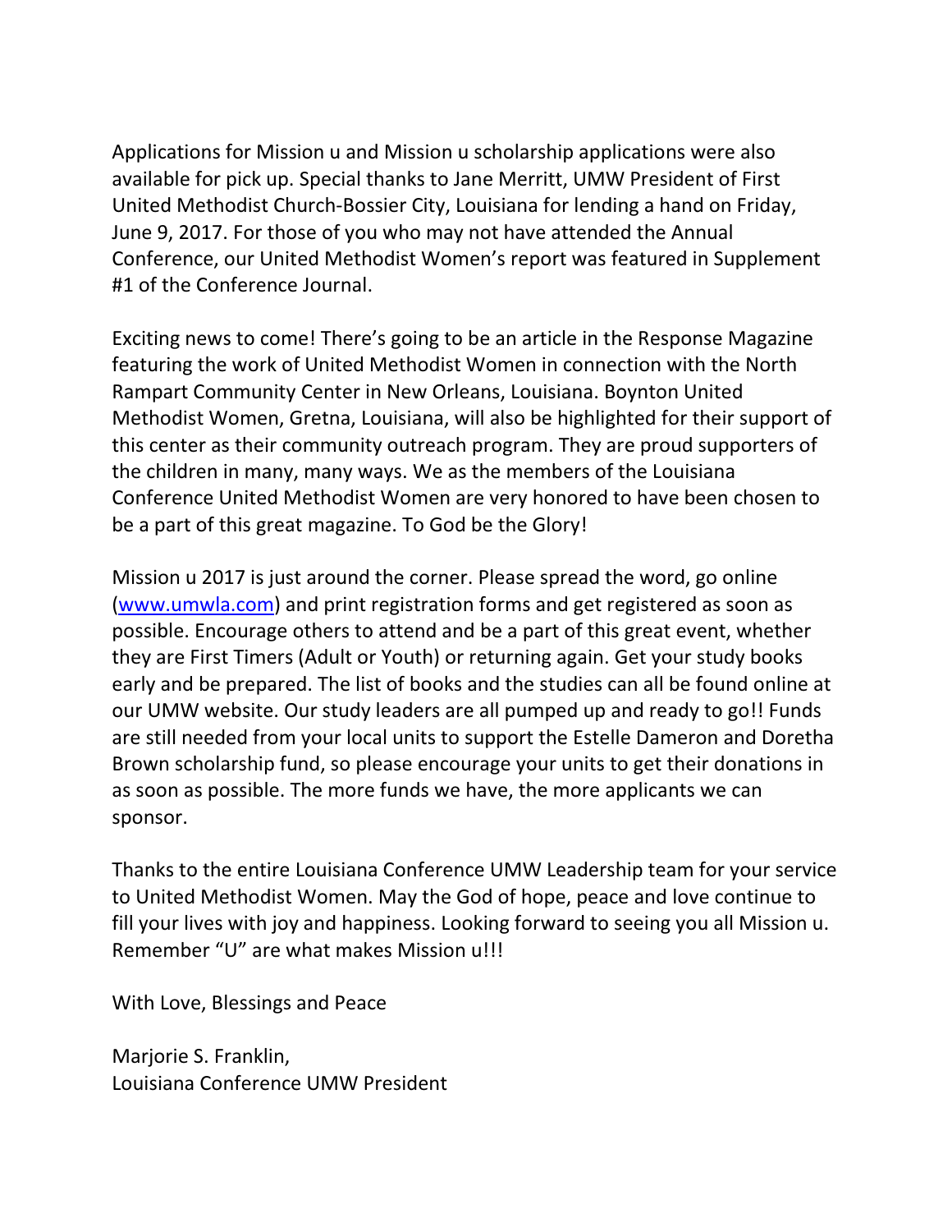Applications for Mission u and Mission u scholarship applications were also available for pick up. Special thanks to Jane Merritt, UMW President of First United Methodist Church-Bossier City, Louisiana for lending a hand on Friday, June 9, 2017. For those of you who may not have attended the Annual Conference, our United Methodist Women's report was featured in Supplement #1 of the Conference Journal.

Exciting news to come! There's going to be an article in the Response Magazine featuring the work of United Methodist Women in connection with the North Rampart Community Center in New Orleans, Louisiana. Boynton United Methodist Women, Gretna, Louisiana, will also be highlighted for their support of this center as their community outreach program. They are proud supporters of the children in many, many ways. We as the members of the Louisiana Conference United Methodist Women are very honored to have been chosen to be a part of this great magazine. To God be the Glory!

Mission u 2017 is just around the corner. Please spread the word, go online ([www.umwla.com](www.umwla.com)) and print registration forms and get registered as soon as possible. Encourage others to attend and be a part of this great event, whether they are First Timers (Adult or Youth) or returning again. Get your study books early and be prepared. The list of books and the studies can all be found online at our UMW website. Our study leaders are all pumped up and ready to go!! Funds are still needed from your local units to support the Estelle Dameron and Doretha Brown scholarship fund, so please encourage your units to get their donations in as soon as possible. The more funds we have, the more applicants we can sponsor.

Thanks to the entire Louisiana Conference UMW Leadership team for your service to United Methodist Women. May the God of hope, peace and love continue to fill your lives with joy and happiness. Looking forward to seeing you all Mission u. Remember "U" are what makes Mission u!!!

With Love, Blessings and Peace

Marjorie S. Franklin,  
Louisiana Conference UMW President